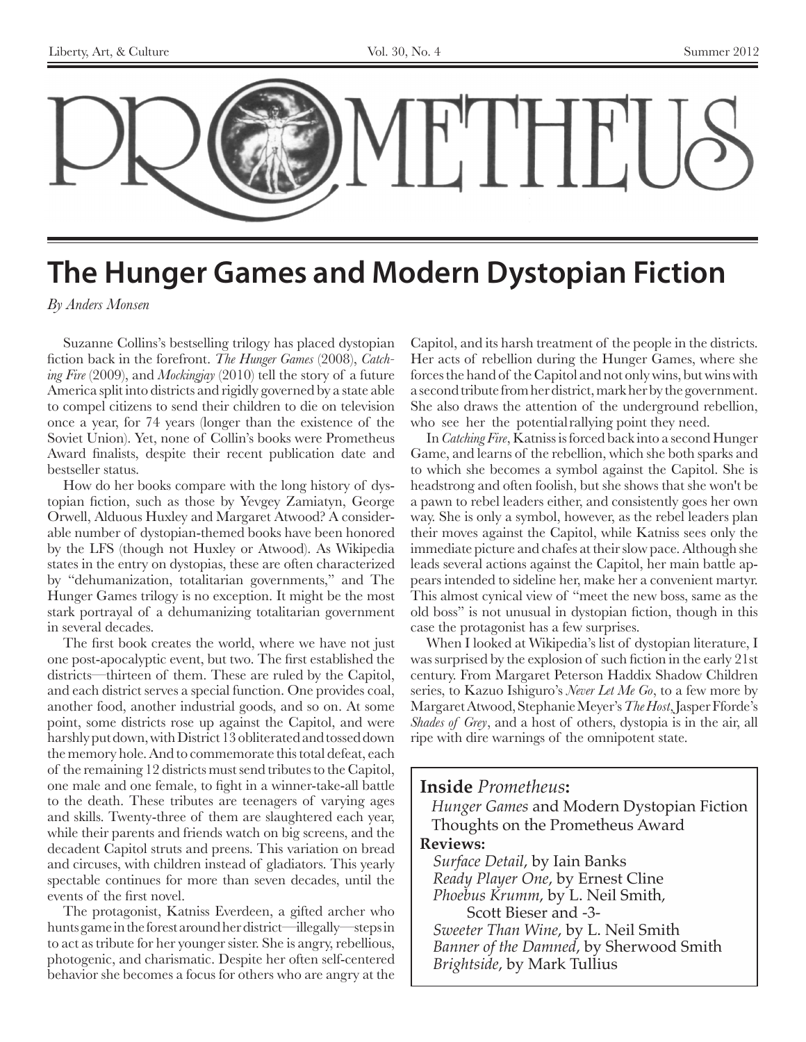# PROMETHEUS

Liberty, Art, & Culture — Vol. 30, No. 4 — Summer 2012

## The Hunger Games and Modern Dystopian Fiction

*By Anders Monsen*

Suzanne Collins's bestselling trilogy has placed dystopian fiction back in the forefront. *The Hunger Games* (2008), *Catching Fire* (2009), and *Mockingjay* (2010) tell the story of a future America split into districts and rigidly governed by a state able to compel citizens to send their children to die on television once a year, for 74 years (longer than the existence of the Soviet Union). Yet, none of Collin's books were Prometheus Award finalists, despite their recent publication date and bestseller status.

How do her books compare with the long history of dystopian fiction, such as those by Yevgey Zamiatyn, George Orwell, Alduous Huxley and Margaret Atwood? A considerable number of dystopian-themed books have been honored by the LFS (though not Huxley or Atwood). As Wikipedia states in the entry on dystopias, these are often characterized by "dehumanization, totalitarian governments," and The Hunger Games trilogy is no exception. It might be the most stark portrayal of a dehumanizing totalitarian government in several decades.

The first book creates the world, where we have not just one post-apocalyptic event, but two. The first established the districts—thirteen of them. These are ruled by the Capitol, and each district serves a special function. One provides coal, another food, another industrial goods, and so on. At some point, some districts rose up against the Capitol, and were harshly put down, with District 13 obliterated and tossed down the memory hole. And to commemorate this total defeat, each of the remaining 12 districts must send tributes to the Capitol, one male and one female, to fight in a winner-take-all battle to the death. These tributes are teenagers of varying ages and skills. Twenty-three of them are slaughtered each year, while their parents and friends watch on big screens, and the decadent Capitol struts and preens. This variation on bread and circuses, with children instead of gladiators. This yearly spectable continues for more than seven decades, until the events of the first novel.

The protagonist, Katniss Everdeen, a gifted archer who hunts game in the forest around her district—illegally—steps in to act as tribute for her younger sister. She is angry, rebellious, photogenic, and charismatic. Despite her often self-centered behavior she becomes a focus for others who are angry at the Capitol, and its harsh treatment of the people in the districts. Her acts of rebellion during the Hunger Games, where she forces the hand of the Capitol and not only wins, but wins with a second tribute from her district, mark her by the government. She also draws the attention of the underground rebellion, who see her the potential rallying point they need.

In *Catching Fire*, Katniss is forced back into a second Hunger Game, and learns of the rebellion, which she both sparks and to which she becomes a symbol against the Capitol. She is headstrong and often foolish, but she shows that she won't be a pawn to rebel leaders either, and consistently goes her own way. She is only a symbol, however, as the rebel leaders plan their moves against the Capitol, while Katniss sees only the immediate picture and chafes at their slow pace. Although she leads several actions against the Capitol, her main battle appears intended to sideline her, make her a convenient martyr. This almost cynical view of "meet the new boss, same as the old boss" is not unusual in dystopian fiction, though in this case the protagonist has a few surprises.

When I looked at Wikipedia's list of dystopian literature, I was surprised by the explosion of such fiction in the early 21st century. From Margaret Peterson Haddix Shadow Children series, to Kazuo Ishiguro's *Never Let Me Go*, to a few more by Margaret Atwood, Stephanie Meyer's *The Host*, Jasper Fforde's *Shades of Grey*, and a host of others, dystopia is in the air, all ripe with dire warnings of the omnipotent state.

---

**Inside** ***Prometheus*****:**

*Hunger Games* and Modern Dystopian Fiction
Thoughts on the Prometheus Award

**Reviews:**

*Surface Detail*, by Iain Banks
*Ready Player One*, by Ernest Cline
*Phoebus Krumm*, by L. Neil Smith, Scott Bieser and -3-
*Sweeter Than Wine*, by L. Neil Smith
*Banner of the Damned*, by Sherwood Smith
*Brightside*, by Mark Tullius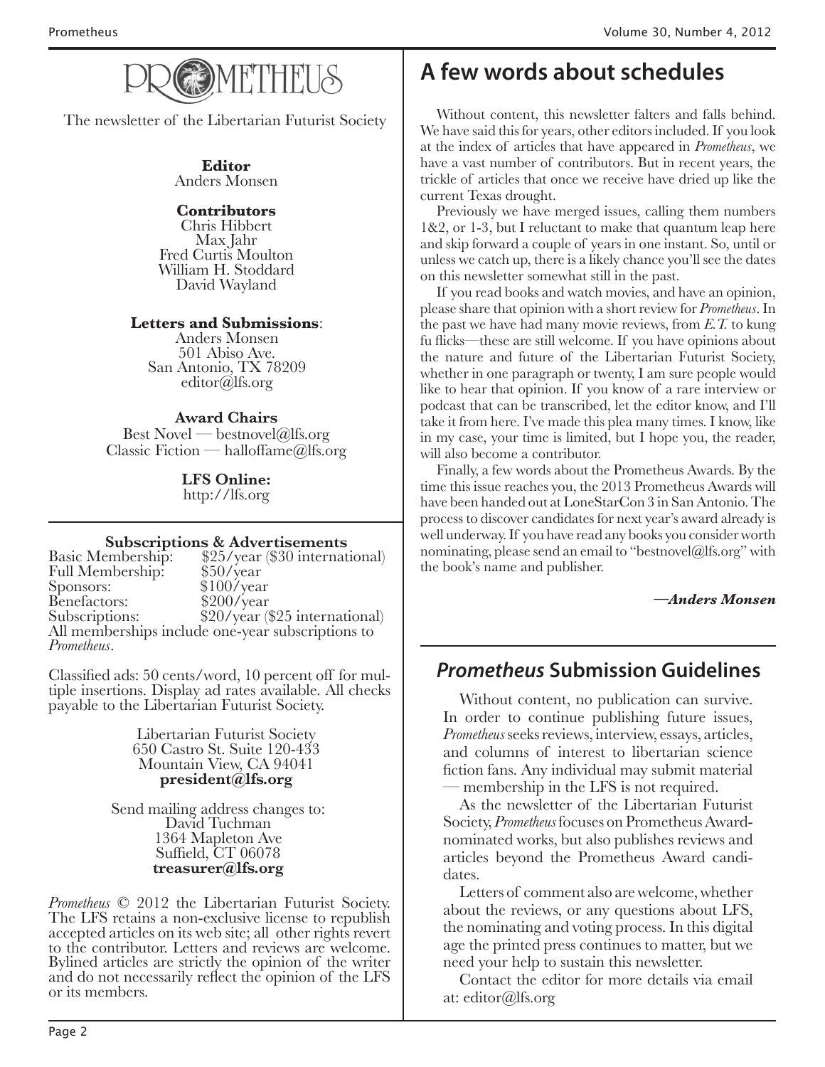# PROMETHEUS

The newsletter of the Libertarian Futurist Society

**Editor**
Anders Monsen

**Contributors**
Chris Hibbert
Max Jahr
Fred Curtis Moulton
William H. Stoddard
David Wayland

**Letters and Submissions**:
Anders Monsen
501 Abiso Ave.
San Antonio, TX 78209
editor@lfs.org

**Award Chairs**
Best Novel — bestnovel@lfs.org
Classic Fiction — halloffame@lfs.org

**LFS Online:**
http://lfs.org

**Subscriptions & Advertisements**

| | |
|---|---|
| Basic Membership: | $25/year ($30 international) |
| Full Membership: | $50/year |
| Sponsors: | $100/year |
| Benefactors: | $200/year |
| Subscriptions: | $20/year ($25 international) |

All memberships include one-year subscriptions to *Prometheus*.

Classified ads: 50 cents/word, 10 percent off for multiple insertions. Display ad rates available. All checks payable to the Libertarian Futurist Society.

Libertarian Futurist Society
650 Castro St. Suite 120-433
Mountain View, CA 94041
**president@lfs.org**

Send mailing address changes to:
David Tuchman
1364 Mapleton Ave
Suffield, CT 06078
**treasurer@lfs.org**

*Prometheus* © 2012 the Libertarian Futurist Society. The LFS retains a non-exclusive license to republish accepted articles on its web site; all other rights revert to the contributor. Letters and reviews are welcome. Bylined articles are strictly the opinion of the writer and do not necessarily reflect the opinion of the LFS or its members.

## A few words about schedules

Without content, this newsletter falters and falls behind. We have said this for years, other editors included. If you look at the index of articles that have appeared in *Prometheus*, we have a vast number of contributors. But in recent years, the trickle of articles that once we receive have dried up like the current Texas drought.

Previously we have merged issues, calling them numbers 1&2, or 1-3, but I reluctant to make that quantum leap here and skip forward a couple of years in one instant. So, until or unless we catch up, there is a likely chance you'll see the dates on this newsletter somewhat still in the past.

If you read books and watch movies, and have an opinion, please share that opinion with a short review for *Prometheus*. In the past we have had many movie reviews, from *E.T.* to kung fu flicks—these are still welcome. If you have opinions about the nature and future of the Libertarian Futurist Society, whether in one paragraph or twenty, I am sure people would like to hear that opinion. If you know of a rare interview or podcast that can be transcribed, let the editor know, and I'll take it from here. I've made this plea many times. I know, like in my case, your time is limited, but I hope you, the reader, will also become a contributor.

Finally, a few words about the Prometheus Awards. By the time this issue reaches you, the 2013 Prometheus Awards will have been handed out at LoneStarCon 3 in San Antonio. The process to discover candidates for next year's award already is well underway. If you have read any books you consider worth nominating, please send an email to "bestnovel@lfs.org" with the book's name and publisher.

***—Anders Monsen***

## *Prometheus* Submission Guidelines

Without content, no publication can survive. In order to continue publishing future issues, *Prometheus* seeks reviews, interview, essays, articles, and columns of interest to libertarian science fiction fans. Any individual may submit material — membership in the LFS is not required.

As the newsletter of the Libertarian Futurist Society, *Prometheus* focuses on Prometheus Award-nominated works, but also publishes reviews and articles beyond the Prometheus Award candidates.

Letters of comment also are welcome, whether about the reviews, or any questions about LFS, the nominating and voting process. In this digital age the printed press continues to matter, but we need your help to sustain this newsletter.

Contact the editor for more details via email at: editor@lfs.org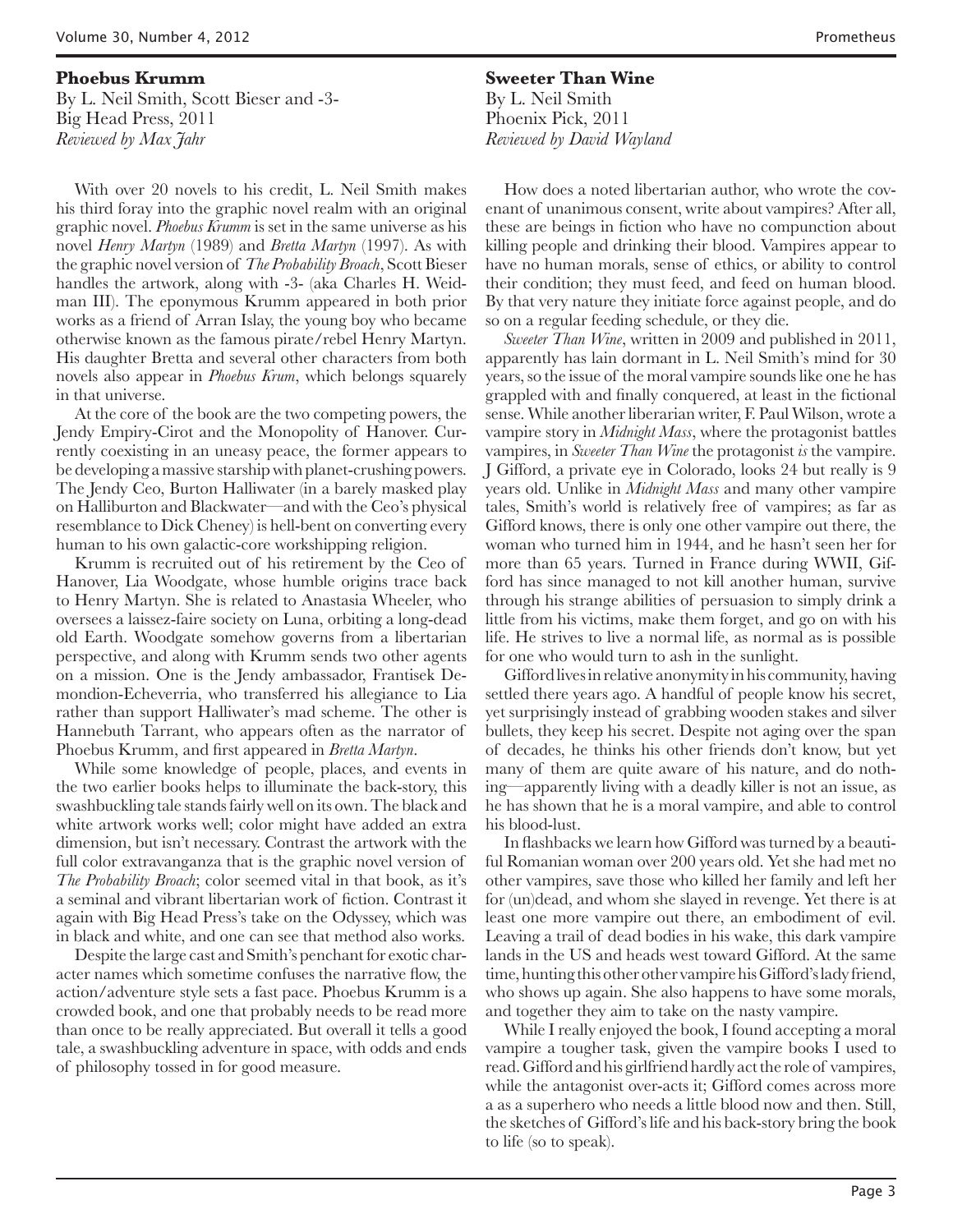## Phoebus Krumm

By L. Neil Smith, Scott Bieser and -3-
Big Head Press, 2011
*Reviewed by Max Jahr*

With over 20 novels to his credit, L. Neil Smith makes his third foray into the graphic novel realm with an original graphic novel. *Phoebus Krumm* is set in the same universe as his novel *Henry Martyn* (1989) and *Bretta Martyn* (1997). As with the graphic novel version of *The Probability Broach*, Scott Bieser handles the artwork, along with -3- (aka Charles H. Weidman III). The eponymous Krumm appeared in both prior works as a friend of Arran Islay, the young boy who became otherwise known as the famous pirate/rebel Henry Martyn. His daughter Bretta and several other characters from both novels also appear in *Phoebus Krum*, which belongs squarely in that universe.

At the core of the book are the two competing powers, the Jendy Empiry-Cirot and the Monopolity of Hanover. Currently coexisting in an uneasy peace, the former appears to be developing a massive starship with planet-crushing powers. The Jendy Ceo, Burton Halliwater (in a barely masked play on Halliburton and Blackwater—and with the Ceo's physical resemblance to Dick Cheney) is hell-bent on converting every human to his own galactic-core workshipping religion.

Krumm is recruited out of his retirement by the Ceo of Hanover, Lia Woodgate, whose humble origins trace back to Henry Martyn. She is related to Anastasia Wheeler, who oversees a laissez-faire society on Luna, orbiting a long-dead old Earth. Woodgate somehow governs from a libertarian perspective, and along with Krumm sends two other agents on a mission. One is the Jendy ambassador, Frantisek Demondion-Echeverria, who transferred his allegiance to Lia rather than support Halliwater's mad scheme. The other is Hannebuth Tarrant, who appears often as the narrator of Phoebus Krumm, and first appeared in *Bretta Martyn*.

While some knowledge of people, places, and events in the two earlier books helps to illuminate the back-story, this swashbuckling tale stands fairly well on its own. The black and white artwork works well; color might have added an extra dimension, but isn't necessary. Contrast the artwork with the full color extravanganza that is the graphic novel version of *The Probability Broach*; color seemed vital in that book, as it's a seminal and vibrant libertarian work of fiction. Contrast it again with Big Head Press's take on the Odyssey, which was in black and white, and one can see that method also works.

Despite the large cast and Smith's penchant for exotic character names which sometime confuses the narrative flow, the action/adventure style sets a fast pace. Phoebus Krumm is a crowded book, and one that probably needs to be read more than once to be really appreciated. But overall it tells a good tale, a swashbuckling adventure in space, with odds and ends of philosophy tossed in for good measure.

## Sweeter Than Wine

By L. Neil Smith
Phoenix Pick, 2011
*Reviewed by David Wayland*

How does a noted libertarian author, who wrote the covenant of unanimous consent, write about vampires? After all, these are beings in fiction who have no compunction about killing people and drinking their blood. Vampires appear to have no human morals, sense of ethics, or ability to control their condition; they must feed, and feed on human blood. By that very nature they initiate force against people, and do so on a regular feeding schedule, or they die.

*Sweeter Than Wine*, written in 2009 and published in 2011, apparently has lain dormant in L. Neil Smith's mind for 30 years, so the issue of the moral vampire sounds like one he has grappled with and finally conquered, at least in the fictional sense. While another liberarian writer, F. Paul Wilson, wrote a vampire story in *Midnight Mass*, where the protagonist battles vampires, in *Sweeter Than Wine* the protagonist *is* the vampire. J Gifford, a private eye in Colorado, looks 24 but really is 9 years old. Unlike in *Midnight Mass* and many other vampire tales, Smith's world is relatively free of vampires; as far as Gifford knows, there is only one other vampire out there, the woman who turned him in 1944, and he hasn't seen her for more than 65 years. Turned in France during WWII, Gifford has since managed to not kill another human, survive through his strange abilities of persuasion to simply drink a little from his victims, make them forget, and go on with his life. He strives to live a normal life, as normal as is possible for one who would turn to ash in the sunlight.

Gifford lives in relative anonymity in his community, having settled there years ago. A handful of people know his secret, yet surprisingly instead of grabbing wooden stakes and silver bullets, they keep his secret. Despite not aging over the span of decades, he thinks his other friends don't know, but yet many of them are quite aware of his nature, and do nothing—apparently living with a deadly killer is not an issue, as he has shown that he is a moral vampire, and able to control his blood-lust.

In flashbacks we learn how Gifford was turned by a beautiful Romanian woman over 200 years old. Yet she had met no other vampires, save those who killed her family and left her for (un)dead, and whom she slayed in revenge. Yet there is at least one more vampire out there, an embodiment of evil. Leaving a trail of dead bodies in his wake, this dark vampire lands in the US and heads west toward Gifford. At the same time, hunting this other other vampire his Gifford's lady friend, who shows up again. She also happens to have some morals, and together they aim to take on the nasty vampire.

While I really enjoyed the book, I found accepting a moral vampire a tougher task, given the vampire books I used to read. Gifford and his girlfriend hardly act the role of vampires, while the antagonist over-acts it; Gifford comes across more a as a superhero who needs a little blood now and then. Still, the sketches of Gifford's life and his back-story bring the book to life (so to speak).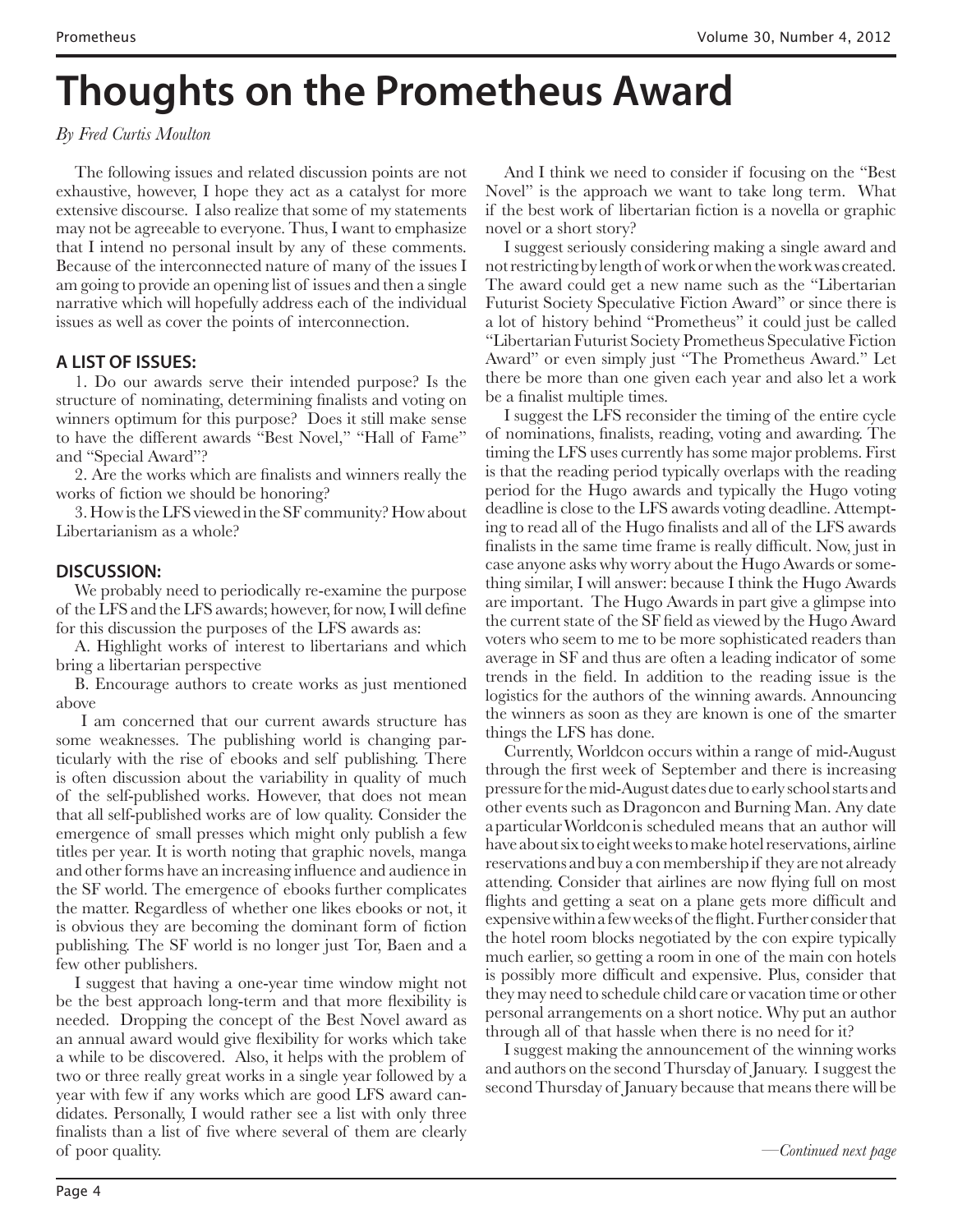# Thoughts on the Prometheus Award

*By Fred Curtis Moulton*

The following issues and related discussion points are not exhaustive, however, I hope they act as a catalyst for more extensive discourse. I also realize that some of my statements may not be agreeable to everyone. Thus, I want to emphasize that I intend no personal insult by any of these comments. Because of the interconnected nature of many of the issues I am going to provide an opening list of issues and then a single narrative which will hopefully address each of the individual issues as well as cover the points of interconnection.

## A LIST OF ISSUES:

1. Do our awards serve their intended purpose? Is the structure of nominating, determining finalists and voting on winners optimum for this purpose? Does it still make sense to have the different awards "Best Novel," "Hall of Fame" and "Special Award"?

2. Are the works which are finalists and winners really the works of fiction we should be honoring?

3. How is the LFS viewed in the SF community? How about Libertarianism as a whole?

## DISCUSSION:

We probably need to periodically re-examine the purpose of the LFS and the LFS awards; however, for now, I will define for this discussion the purposes of the LFS awards as:

A. Highlight works of interest to libertarians and which bring a libertarian perspective

B. Encourage authors to create works as just mentioned above

I am concerned that our current awards structure has some weaknesses. The publishing world is changing particularly with the rise of ebooks and self publishing. There is often discussion about the variability in quality of much of the self-published works. However, that does not mean that all self-published works are of low quality. Consider the emergence of small presses which might only publish a few titles per year. It is worth noting that graphic novels, manga and other forms have an increasing influence and audience in the SF world. The emergence of ebooks further complicates the matter. Regardless of whether one likes ebooks or not, it is obvious they are becoming the dominant form of fiction publishing. The SF world is no longer just Tor, Baen and a few other publishers.

I suggest that having a one-year time window might not be the best approach long-term and that more flexibility is needed. Dropping the concept of the Best Novel award as an annual award would give flexibility for works which take a while to be discovered. Also, it helps with the problem of two or three really great works in a single year followed by a year with few if any works which are good LFS award candidates. Personally, I would rather see a list with only three finalists than a list of five where several of them are clearly of poor quality.

And I think we need to consider if focusing on the "Best Novel" is the approach we want to take long term. What if the best work of libertarian fiction is a novella or graphic novel or a short story?

I suggest seriously considering making a single award and not restricting by length of work or when the work was created. The award could get a new name such as the "Libertarian Futurist Society Speculative Fiction Award" or since there is a lot of history behind "Prometheus" it could just be called "Libertarian Futurist Society Prometheus Speculative Fiction Award" or even simply just "The Prometheus Award." Let there be more than one given each year and also let a work be a finalist multiple times.

I suggest the LFS reconsider the timing of the entire cycle of nominations, finalists, reading, voting and awarding. The timing the LFS uses currently has some major problems. First is that the reading period typically overlaps with the reading period for the Hugo awards and typically the Hugo voting deadline is close to the LFS awards voting deadline. Attempting to read all of the Hugo finalists and all of the LFS awards finalists in the same time frame is really difficult. Now, just in case anyone asks why worry about the Hugo Awards or something similar, I will answer: because I think the Hugo Awards are important. The Hugo Awards in part give a glimpse into the current state of the SF field as viewed by the Hugo Award voters who seem to me to be more sophisticated readers than average in SF and thus are often a leading indicator of some trends in the field. In addition to the reading issue is the logistics for the authors of the winning awards. Announcing the winners as soon as they are known is one of the smarter things the LFS has done.

Currently, Worldcon occurs within a range of mid-August through the first week of September and there is increasing pressure for the mid-August dates due to early school starts and other events such as Dragoncon and Burning Man. Any date a particular Worldcon is scheduled means that an author will have about six to eight weeks to make hotel reservations, airline reservations and buy a con membership if they are not already attending. Consider that airlines are now flying full on most flights and getting a seat on a plane gets more difficult and expensive within a few weeks of the flight. Further consider that the hotel room blocks negotiated by the con expire typically much earlier, so getting a room in one of the main con hotels is possibly more difficult and expensive. Plus, consider that they may need to schedule child care or vacation time or other personal arrangements on a short notice. Why put an author through all of that hassle when there is no need for it?

I suggest making the announcement of the winning works and authors on the second Thursday of January. I suggest the second Thursday of January because that means there will be

*—Continued next page*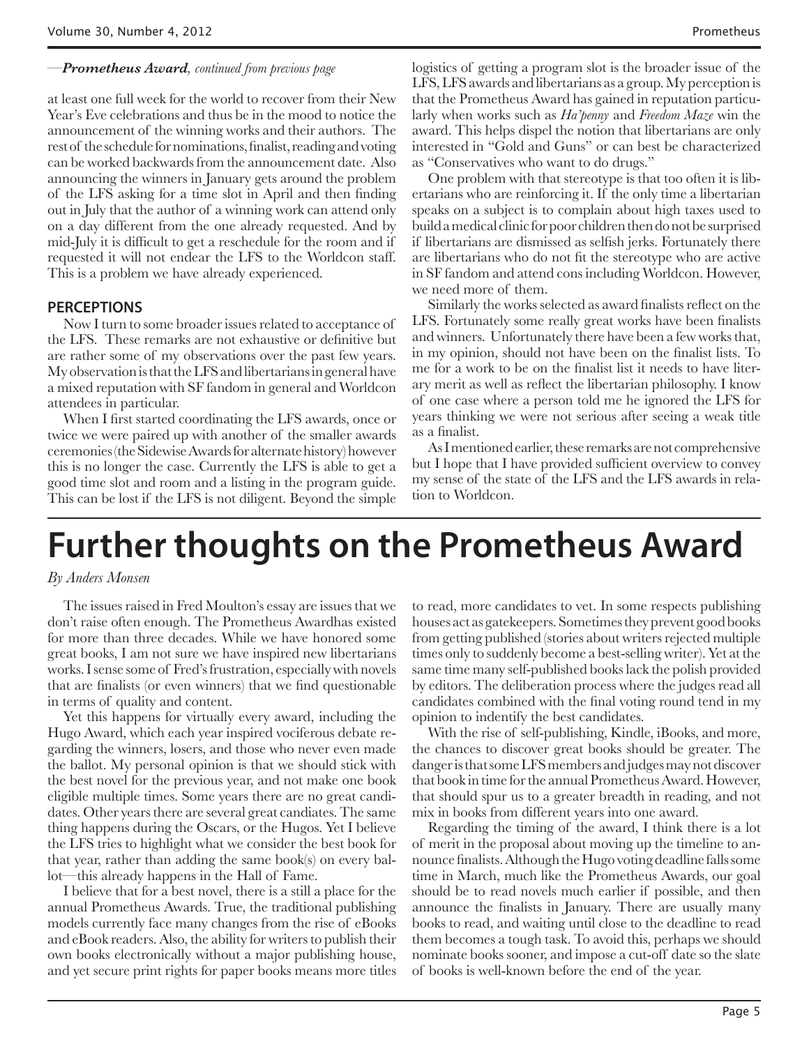—***Prometheus Award**, continued from previous page*

at least one full week for the world to recover from their New Year's Eve celebrations and thus be in the mood to notice the announcement of the winning works and their authors. The rest of the schedule for nominations, finalist, reading and voting can be worked backwards from the announcement date. Also announcing the winners in January gets around the problem of the LFS asking for a time slot in April and then finding out in July that the author of a winning work can attend only on a day different from the one already requested. And by mid-July it is difficult to get a reschedule for the room and if requested it will not endear the LFS to the Worldcon staff. This is a problem we have already experienced.

## PERCEPTIONS

Now I turn to some broader issues related to acceptance of the LFS. These remarks are not exhaustive or definitive but are rather some of my observations over the past few years. My observation is that the LFS and libertarians in general have a mixed reputation with SF fandom in general and Worldcon attendees in particular.

When I first started coordinating the LFS awards, once or twice we were paired up with another of the smaller awards ceremonies (the Sidewise Awards for alternate history) however this is no longer the case. Currently the LFS is able to get a good time slot and room and a listing in the program guide. This can be lost if the LFS is not diligent. Beyond the simple logistics of getting a program slot is the broader issue of the LFS, LFS awards and libertarians as a group. My perception is that the Prometheus Award has gained in reputation particularly when works such as *Ha'penny* and *Freedom Maze* win the award. This helps dispel the notion that libertarians are only interested in "Gold and Guns" or can best be characterized as "Conservatives who want to do drugs."

One problem with that stereotype is that too often it is libertarians who are reinforcing it. If the only time a libertarian speaks on a subject is to complain about high taxes used to build a medical clinic for poor children then do not be surprised if libertarians are dismissed as selfish jerks. Fortunately there are libertarians who do not fit the stereotype who are active in SF fandom and attend cons including Worldcon. However, we need more of them.

Similarly the works selected as award finalists reflect on the LFS. Fortunately some really great works have been finalists and winners. Unfortunately there have been a few works that, in my opinion, should not have been on the finalist lists. To me for a work to be on the finalist list it needs to have literary merit as well as reflect the libertarian philosophy. I know of one case where a person told me he ignored the LFS for years thinking we were not serious after seeing a weak title as a finalist.

As I mentioned earlier, these remarks are not comprehensive but I hope that I have provided sufficient overview to convey my sense of the state of the LFS and the LFS awards in relation to Worldcon.

# Further thoughts on the Prometheus Award

*By Anders Monsen*

The issues raised in Fred Moulton's essay are issues that we don't raise often enough. The Prometheus Awardhas existed for more than three decades. While we have honored some great books, I am not sure we have inspired new libertarians works. I sense some of Fred's frustration, especially with novels that are finalists (or even winners) that we find questionable in terms of quality and content.

Yet this happens for virtually every award, including the Hugo Award, which each year inspired vociferous debate regarding the winners, losers, and those who never even made the ballot. My personal opinion is that we should stick with the best novel for the previous year, and not make one book eligible multiple times. Some years there are no great candidates. Other years there are several great candiates. The same thing happens during the Oscars, or the Hugos. Yet I believe the LFS tries to highlight what we consider the best book for that year, rather than adding the same book(s) on every ballot—this already happens in the Hall of Fame.

I believe that for a best novel, there is a still a place for the annual Prometheus Awards. True, the traditional publishing models currently face many changes from the rise of eBooks and eBook readers. Also, the ability for writers to publish their own books electronically without a major publishing house, and yet secure print rights for paper books means more titles to read, more candidates to vet. In some respects publishing houses act as gatekeepers. Sometimes they prevent good books from getting published (stories about writers rejected multiple times only to suddenly become a best-selling writer). Yet at the same time many self-published books lack the polish provided by editors. The deliberation process where the judges read all candidates combined with the final voting round tend in my opinion to indentify the best candidates.

With the rise of self-publishing, Kindle, iBooks, and more, the chances to discover great books should be greater. The danger is that some LFS members and judges may not discover that book in time for the annual Prometheus Award. However, that should spur us to a greater breadth in reading, and not mix in books from different years into one award.

Regarding the timing of the award, I think there is a lot of merit in the proposal about moving up the timeline to announce finalists. Although the Hugo voting deadline falls some time in March, much like the Prometheus Awards, our goal should be to read novels much earlier if possible, and then announce the finalists in January. There are usually many books to read, and waiting until close to the deadline to read them becomes a tough task. To avoid this, perhaps we should nominate books sooner, and impose a cut-off date so the slate of books is well-known before the end of the year.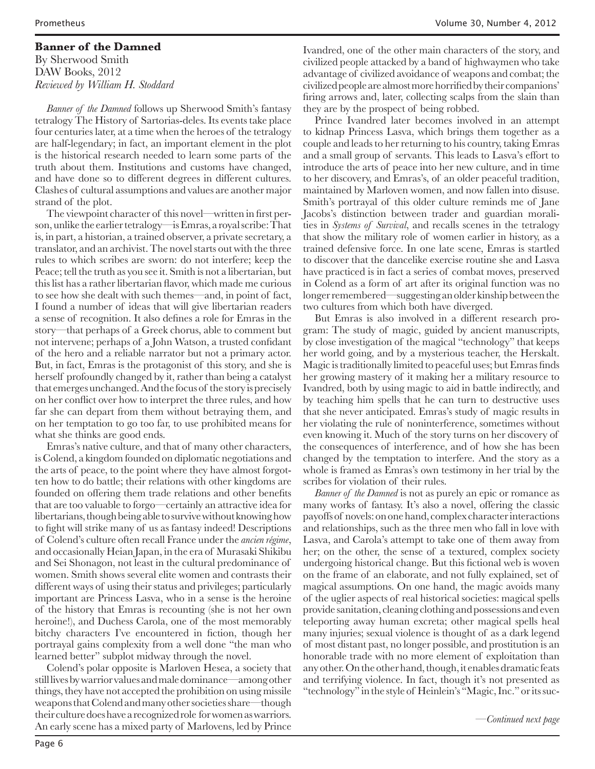### Banner of the Damned

By Sherwood Smith
DAW Books, 2012
*Reviewed by William H. Stoddard*

*Banner of the Damned* follows up Sherwood Smith's fantasy tetralogy The History of Sartorias-deles. Its events take place four centuries later, at a time when the heroes of the tetralogy are half-legendary; in fact, an important element in the plot is the historical research needed to learn some parts of the truth about them. Institutions and customs have changed, and have done so to different degrees in different cultures. Clashes of cultural assumptions and values are another major strand of the plot.

The viewpoint character of this novel—written in first person, unlike the earlier tetralogy—is Emras, a royal scribe: That is, in part, a historian, a trained observer, a private secretary, a translator, and an archivist. The novel starts out with the three rules to which scribes are sworn: do not interfere; keep the Peace; tell the truth as you see it. Smith is not a libertarian, but this list has a rather libertarian flavor, which made me curious to see how she dealt with such themes—and, in point of fact, I found a number of ideas that will give libertarian readers a sense of recognition. It also defines a role for Emras in the story—that perhaps of a Greek chorus, able to comment but not intervene; perhaps of a John Watson, a trusted confidant of the hero and a reliable narrator but not a primary actor. But, in fact, Emras is the protagonist of this story, and she is herself profoundly changed by it, rather than being a catalyst that emerges unchanged. And the focus of the story is precisely on her conflict over how to interpret the three rules, and how far she can depart from them without betraying them, and on her temptation to go too far, to use prohibited means for what she thinks are good ends.

Emras's native culture, and that of many other characters, is Colend, a kingdom founded on diplomatic negotiations and the arts of peace, to the point where they have almost forgotten how to do battle; their relations with other kingdoms are founded on offering them trade relations and other benefits that are too valuable to forgo—certainly an attractive idea for libertarians, though being able to survive without knowing how to fight will strike many of us as fantasy indeed! Descriptions of Colend's culture often recall France under the *ancien régime*, and occasionally Heian Japan, in the era of Murasaki Shikibu and Sei Shonagon, not least in the cultural predominance of women. Smith shows several elite women and contrasts their different ways of using their status and privileges; particularly important are Princess Lasva, who in a sense is the heroine of the history that Emras is recounting (she is not her own heroine!), and Duchess Carola, one of the most memorably bitchy characters I've encountered in fiction, though her portrayal gains complexity from a well done "the man who learned better" subplot midway through the novel.

Colend's polar opposite is Marloven Hesea, a society that still lives by warrior values and male dominance—among other things, they have not accepted the prohibition on using missile weapons that Colend and many other societies share—though their culture does have a recognized role for women as warriors. An early scene has a mixed party of Marlovens, led by Prince Ivandred, one of the other main characters of the story, and civilized people attacked by a band of highwaymen who take advantage of civilized avoidance of weapons and combat; the civilized people are almost more horrified by their companions' firing arrows and, later, collecting scalps from the slain than they are by the prospect of being robbed.

Prince Ivandred later becomes involved in an attempt to kidnap Princess Lasva, which brings them together as a couple and leads to her returning to his country, taking Emras and a small group of servants. This leads to Lasva's effort to introduce the arts of peace into her new culture, and in time to her discovery, and Emras's, of an older peaceful tradition, maintained by Marloven women, and now fallen into disuse. Smith's portrayal of this older culture reminds me of Jane Jacobs's distinction between trader and guardian moralities in *Systems of Survival*, and recalls scenes in the tetralogy that show the military role of women earlier in history, as a trained defensive force. In one late scene, Emras is startled to discover that the dancelike exercise routine she and Lasva have practiced is in fact a series of combat moves, preserved in Colend as a form of art after its original function was no longer remembered—suggesting an older kinship between the two cultures from which both have diverged.

But Emras is also involved in a different research program: The study of magic, guided by ancient manuscripts, by close investigation of the magical "technology" that keeps her world going, and by a mysterious teacher, the Herskalt. Magic is traditionally limited to peaceful uses; but Emras finds her growing mastery of it making her a military resource to Ivandred, both by using magic to aid in battle indirectly, and by teaching him spells that he can turn to destructive uses that she never anticipated. Emras's study of magic results in her violating the rule of noninterference, sometimes without even knowing it. Much of the story turns on her discovery of the consequences of interference, and of how she has been changed by the temptation to interfere. And the story as a whole is framed as Emras's own testimony in her trial by the scribes for violation of their rules.

*Banner of the Damned* is not as purely an epic or romance as many works of fantasy. It's also a novel, offering the classic payoffs of novels: on one hand, complex character interactions and relationships, such as the three men who fall in love with Lasva, and Carola's attempt to take one of them away from her; on the other, the sense of a textured, complex society undergoing historical change. But this fictional web is woven on the frame of an elaborate, and not fully explained, set of magical assumptions. On one hand, the magic avoids many of the uglier aspects of real historical societies: magical spells provide sanitation, cleaning clothing and possessions and even teleporting away human excreta; other magical spells heal many injuries; sexual violence is thought of as a dark legend of most distant past, no longer possible, and prostitution is an honorable trade with no more element of exploitation than any other. On the other hand, though, it enables dramatic feats and terrifying violence. In fact, though it's not presented as "technology" in the style of Heinlein's "Magic, Inc." or its suc-

*—Continued next page*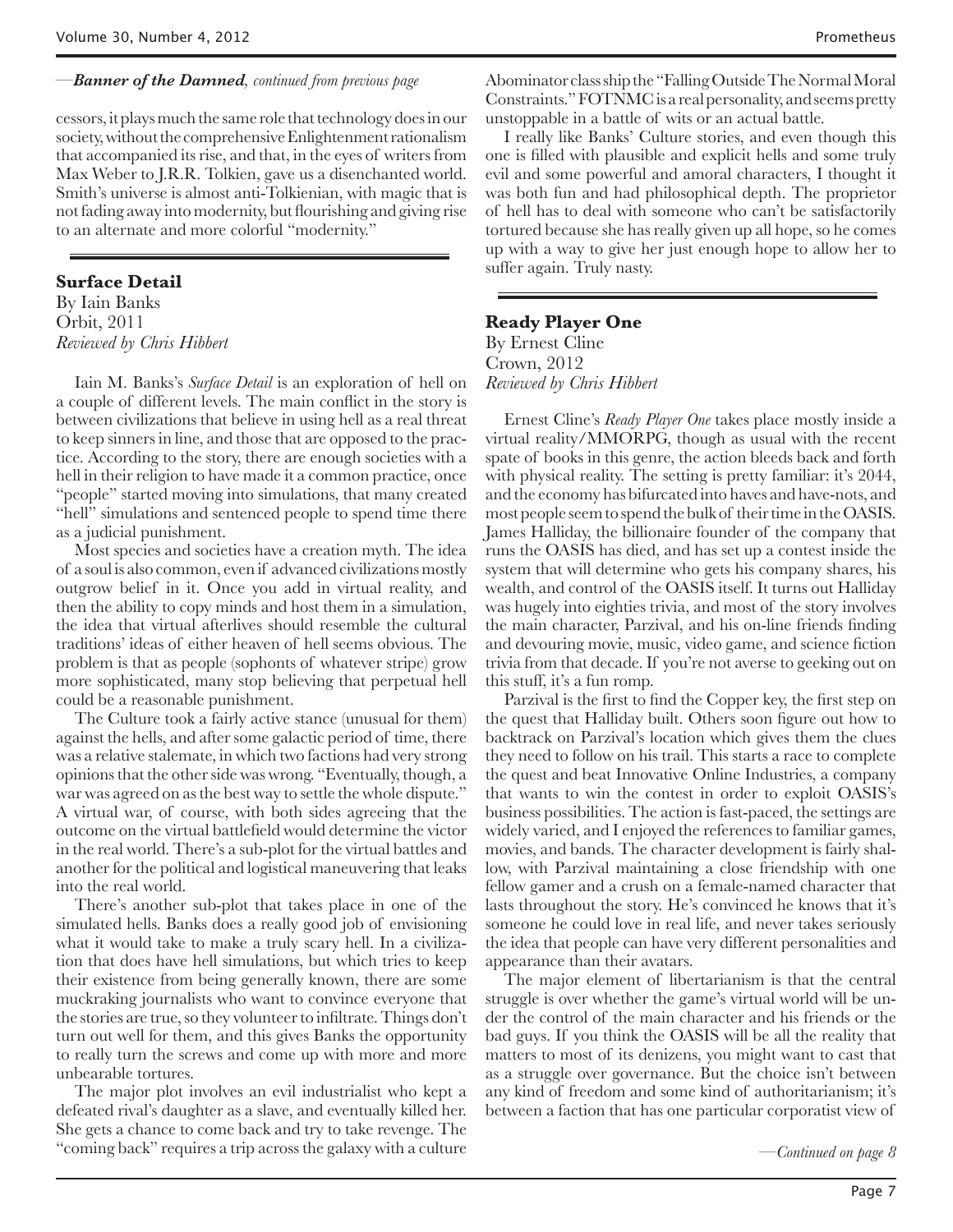*—Banner of the Damned, continued from previous page*

cessors, it plays much the same role that technology does in our society, without the comprehensive Enlightenment rationalism that accompanied its rise, and that, in the eyes of writers from Max Weber to J.R.R. Tolkien, gave us a disenchanted world. Smith's universe is almost anti-Tolkienian, with magic that is not fading away into modernity, but flourishing and giving rise to an alternate and more colorful "modernity."

## Surface Detail

By Iain Banks
Orbit, 2011
*Reviewed by Chris Hibbert*

Iain M. Banks's *Surface Detail* is an exploration of hell on a couple of different levels. The main conflict in the story is between civilizations that believe in using hell as a real threat to keep sinners in line, and those that are opposed to the practice. According to the story, there are enough societies with a hell in their religion to have made it a common practice, once "people" started moving into simulations, that many created "hell" simulations and sentenced people to spend time there as a judicial punishment.

Most species and societies have a creation myth. The idea of a soul is also common, even if advanced civilizations mostly outgrow belief in it. Once you add in virtual reality, and then the ability to copy minds and host them in a simulation, the idea that virtual afterlives should resemble the cultural traditions' ideas of either heaven of hell seems obvious. The problem is that as people (sophonts of whatever stripe) grow more sophisticated, many stop believing that perpetual hell could be a reasonable punishment.

The Culture took a fairly active stance (unusual for them) against the hells, and after some galactic period of time, there was a relative stalemate, in which two factions had very strong opinions that the other side was wrong. "Eventually, though, a war was agreed on as the best way to settle the whole dispute." A virtual war, of course, with both sides agreeing that the outcome on the virtual battlefield would determine the victor in the real world. There's a sub-plot for the virtual battles and another for the political and logistical maneuvering that leaks into the real world.

There's another sub-plot that takes place in one of the simulated hells. Banks does a really good job of envisioning what it would take to make a truly scary hell. In a civilization that does have hell simulations, but which tries to keep their existence from being generally known, there are some muckraking journalists who want to convince everyone that the stories are true, so they volunteer to infiltrate. Things don't turn out well for them, and this gives Banks the opportunity to really turn the screws and come up with more and more unbearable tortures.

The major plot involves an evil industrialist who kept a defeated rival's daughter as a slave, and eventually killed her. She gets a chance to come back and try to take revenge. The "coming back" requires a trip across the galaxy with a culture Abominator class ship the "Falling Outside The Normal Moral Constraints." FOTNMC is a real personality, and seems pretty unstoppable in a battle of wits or an actual battle.

I really like Banks' Culture stories, and even though this one is filled with plausible and explicit hells and some truly evil and some powerful and amoral characters, I thought it was both fun and had philosophical depth. The proprietor of hell has to deal with someone who can't be satisfactorily tortured because she has really given up all hope, so he comes up with a way to give her just enough hope to allow her to suffer again. Truly nasty.

## Ready Player One

By Ernest Cline
Crown, 2012
*Reviewed by Chris Hibbert*

Ernest Cline's *Ready Player One* takes place mostly inside a virtual reality/MMORPG, though as usual with the recent spate of books in this genre, the action bleeds back and forth with physical reality. The setting is pretty familiar: it's 2044, and the economy has bifurcated into haves and have-nots, and most people seem to spend the bulk of their time in the OASIS. James Halliday, the billionaire founder of the company that runs the OASIS has died, and has set up a contest inside the system that will determine who gets his company shares, his wealth, and control of the OASIS itself. It turns out Halliday was hugely into eighties trivia, and most of the story involves the main character, Parzival, and his on-line friends finding and devouring movie, music, video game, and science fiction trivia from that decade. If you're not averse to geeking out on this stuff, it's a fun romp.

Parzival is the first to find the Copper key, the first step on the quest that Halliday built. Others soon figure out how to backtrack on Parzival's location which gives them the clues they need to follow on his trail. This starts a race to complete the quest and beat Innovative Online Industries, a company that wants to win the contest in order to exploit OASIS's business possibilities. The action is fast-paced, the settings are widely varied, and I enjoyed the references to familiar games, movies, and bands. The character development is fairly shallow, with Parzival maintaining a close friendship with one fellow gamer and a crush on a female-named character that lasts throughout the story. He's convinced he knows that it's someone he could love in real life, and never takes seriously the idea that people can have very different personalities and appearance than their avatars.

The major element of libertarianism is that the central struggle is over whether the game's virtual world will be under the control of the main character and his friends or the bad guys. If you think the OASIS will be all the reality that matters to most of its denizens, you might want to cast that as a struggle over governance. But the choice isn't between any kind of freedom and some kind of authoritarianism; it's between a faction that has one particular corporatist view of

*—Continued on page 8*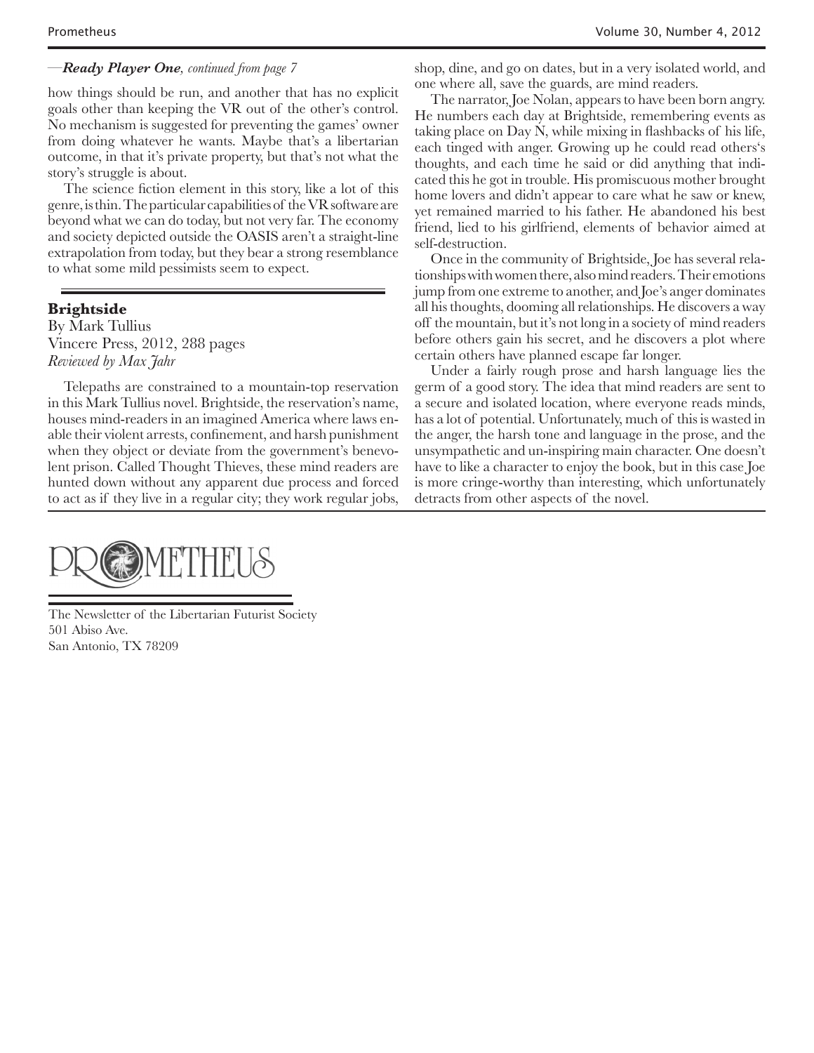—***Ready Player One**, continued from page 7*

how things should be run, and another that has no explicit goals other than keeping the VR out of the other's control. No mechanism is suggested for preventing the games' owner from doing whatever he wants. Maybe that's a libertarian outcome, in that it's private property, but that's not what the story's struggle is about.

The science fiction element in this story, like a lot of this genre, is thin. The particular capabilities of the VR software are beyond what we can do today, but not very far. The economy and society depicted outside the OASIS aren't a straight-line extrapolation from today, but they bear a strong resemblance to what some mild pessimists seem to expect.

## Brightside

By Mark Tullius
Vincere Press, 2012, 288 pages
*Reviewed by Max Jahr*

Telepaths are constrained to a mountain-top reservation in this Mark Tullius novel. Brightside, the reservation's name, houses mind-readers in an imagined America where laws enable their violent arrests, confinement, and harsh punishment when they object or deviate from the government's benevolent prison. Called Thought Thieves, these mind readers are hunted down without any apparent due process and forced to act as if they live in a regular city; they work regular jobs, shop, dine, and go on dates, but in a very isolated world, and one where all, save the guards, are mind readers.

The narrator, Joe Nolan, appears to have been born angry. He numbers each day at Brightside, remembering events as taking place on Day N, while mixing in flashbacks of his life, each tinged with anger. Growing up he could read others's thoughts, and each time he said or did anything that indicated this he got in trouble. His promiscuous mother brought home lovers and didn't appear to care what he saw or knew, yet remained married to his father. He abandoned his best friend, lied to his girlfriend, elements of behavior aimed at self-destruction.

Once in the community of Brightside, Joe has several relationships with women there, also mind readers. Their emotions jump from one extreme to another, and Joe's anger dominates all his thoughts, dooming all relationships. He discovers a way off the mountain, but it's not long in a society of mind readers before others gain his secret, and he discovers a plot where certain others have planned escape far longer.

Under a fairly rough prose and harsh language lies the germ of a good story. The idea that mind readers are sent to a secure and isolated location, where everyone reads minds, has a lot of potential. Unfortunately, much of this is wasted in the anger, the harsh tone and language in the prose, and the unsympathetic and un-inspiring main character. One doesn't have to like a character to enjoy the book, but in this case Joe is more cringe-worthy than interesting, which unfortunately detracts from other aspects of the novel.

PROMETHEUS

The Newsletter of the Libertarian Futurist Society
501 Abiso Ave.
San Antonio, TX 78209